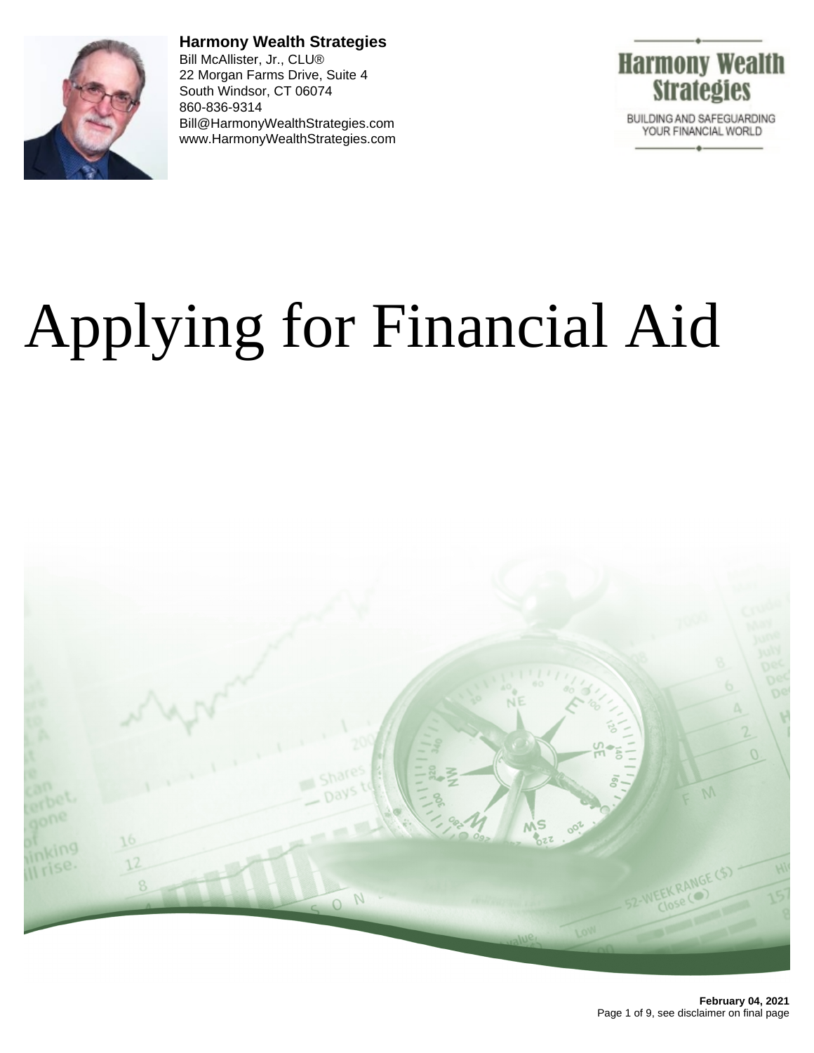**Harmony Wealth Strategies**
Bill McAllister, Jr., CLU®
22 Morgan Farms Drive, Suite 4
South Windsor, CT 06074
860-836-9314
Bill@HarmonyWealthStrategies.com
www.HarmonyWealthStrategies.com

# Applying for Financial Aid

**February 04, 2021**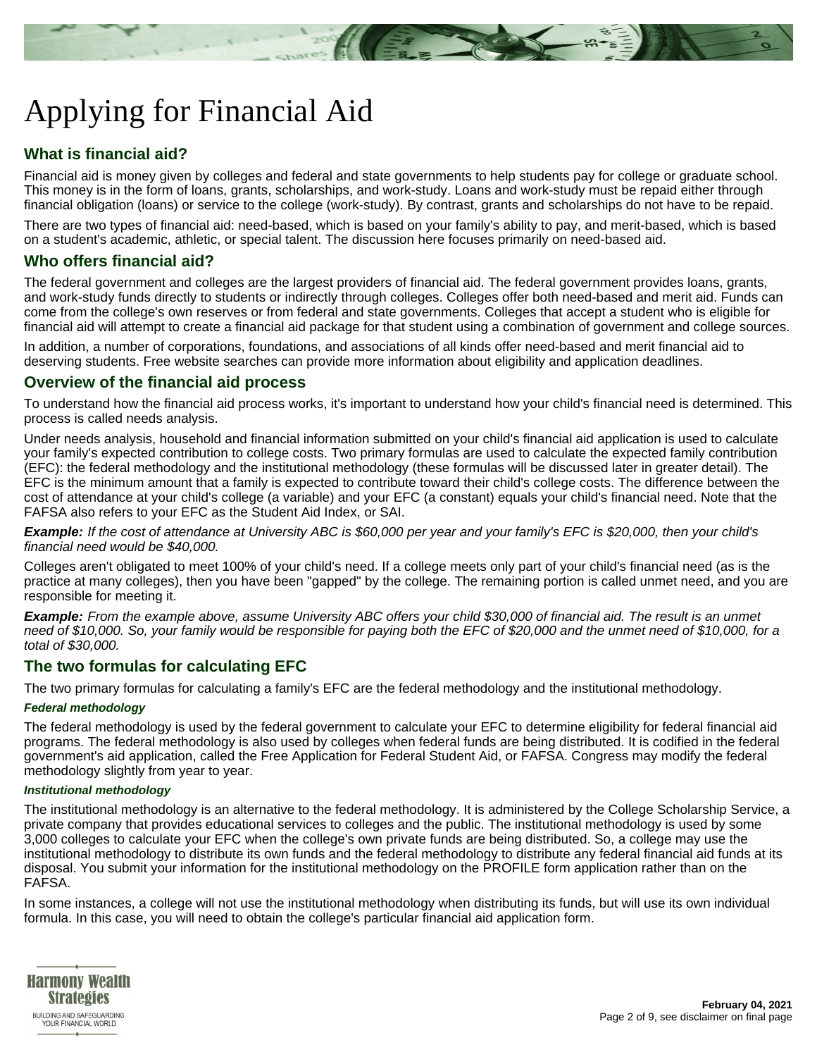# Applying for Financial Aid

## What is financial aid?

Financial aid is money given by colleges and federal and state governments to help students pay for college or graduate school. This money is in the form of loans, grants, scholarships, and work-study. Loans and work-study must be repaid either through financial obligation (loans) or service to the college (work-study). By contrast, grants and scholarships do not have to be repaid.

There are two types of financial aid: need-based, which is based on your family's ability to pay, and merit-based, which is based on a student's academic, athletic, or special talent. The discussion here focuses primarily on need-based aid.

## Who offers financial aid?

The federal government and colleges are the largest providers of financial aid. The federal government provides loans, grants, and work-study funds directly to students or indirectly through colleges. Colleges offer both need-based and merit aid. Funds can come from the college's own reserves or from federal and state governments. Colleges that accept a student who is eligible for financial aid will attempt to create a financial aid package for that student using a combination of government and college sources.

In addition, a number of corporations, foundations, and associations of all kinds offer need-based and merit financial aid to deserving students. Free website searches can provide more information about eligibility and application deadlines.

## Overview of the financial aid process

To understand how the financial aid process works, it's important to understand how your child's financial need is determined. This process is called needs analysis.

Under needs analysis, household and financial information submitted on your child's financial aid application is used to calculate your family's expected contribution to college costs. Two primary formulas are used to calculate the expected family contribution (EFC): the federal methodology and the institutional methodology (these formulas will be discussed later in greater detail). The EFC is the minimum amount that a family is expected to contribute toward their child's college costs. The difference between the cost of attendance at your child's college (a variable) and your EFC (a constant) equals your child's financial need. Note that the FAFSA also refers to your EFC as the Student Aid Index, or SAI.

***Example:*** *If the cost of attendance at University ABC is $60,000 per year and your family's EFC is $20,000, then your child's financial need would be $40,000.*

Colleges aren't obligated to meet 100% of your child's need. If a college meets only part of your child's financial need (as is the practice at many colleges), then you have been "gapped" by the college. The remaining portion is called unmet need, and you are responsible for meeting it.

***Example:*** *From the example above, assume University ABC offers your child $30,000 of financial aid. The result is an unmet need of $10,000. So, your family would be responsible for paying both the EFC of $20,000 and the unmet need of $10,000, for a total of $30,000.*

## The two formulas for calculating EFC

The two primary formulas for calculating a family's EFC are the federal methodology and the institutional methodology.

### *Federal methodology*

The federal methodology is used by the federal government to calculate your EFC to determine eligibility for federal financial aid programs. The federal methodology is also used by colleges when federal funds are being distributed. It is codified in the federal government's aid application, called the Free Application for Federal Student Aid, or FAFSA. Congress may modify the federal methodology slightly from year to year.

### *Institutional methodology*

The institutional methodology is an alternative to the federal methodology. It is administered by the College Scholarship Service, a private company that provides educational services to colleges and the public. The institutional methodology is used by some 3,000 colleges to calculate your EFC when the college's own private funds are being distributed. So, a college may use the institutional methodology to distribute its own funds and the federal methodology to distribute any federal financial aid funds at its disposal. You submit your information for the institutional methodology on the PROFILE form application rather than on the FAFSA.

In some instances, a college will not use the institutional methodology when distributing its funds, but will use its own individual formula. In this case, you will need to obtain the college's particular financial aid application form.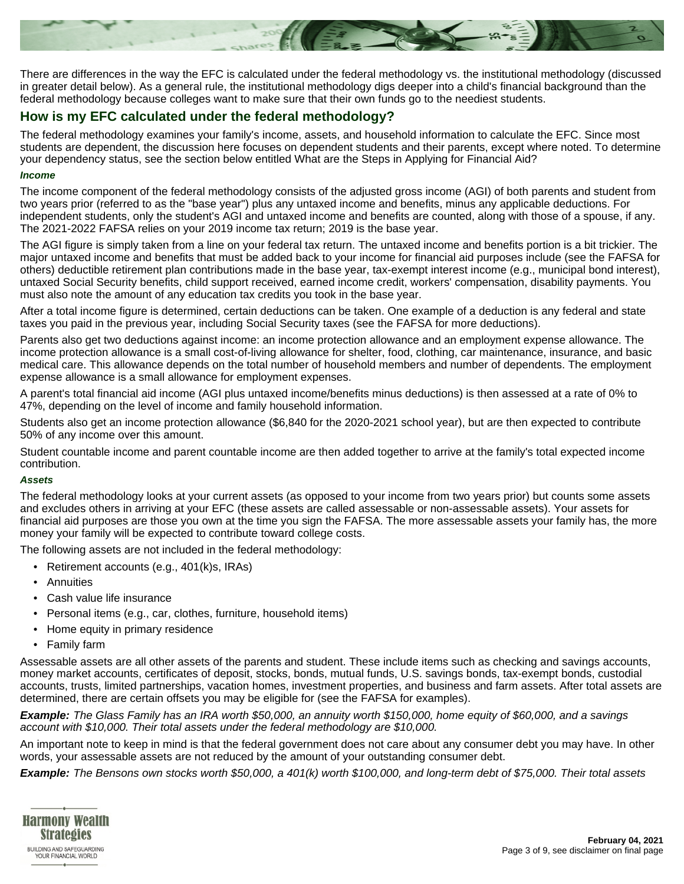There are differences in the way the EFC is calculated under the federal methodology vs. the institutional methodology (discussed in greater detail below). As a general rule, the institutional methodology digs deeper into a child's financial background than the federal methodology because colleges want to make sure that their own funds go to the neediest students.

## How is my EFC calculated under the federal methodology?

The federal methodology examines your family's income, assets, and household information to calculate the EFC. Since most students are dependent, the discussion here focuses on dependent students and their parents, except where noted. To determine your dependency status, see the section below entitled What are the Steps in Applying for Financial Aid?

### *Income*

The income component of the federal methodology consists of the adjusted gross income (AGI) of both parents and student from two years prior (referred to as the "base year") plus any untaxed income and benefits, minus any applicable deductions. For independent students, only the student's AGI and untaxed income and benefits are counted, along with those of a spouse, if any. The 2021-2022 FAFSA relies on your 2019 income tax return; 2019 is the base year.

The AGI figure is simply taken from a line on your federal tax return. The untaxed income and benefits portion is a bit trickier. The major untaxed income and benefits that must be added back to your income for financial aid purposes include (see the FAFSA for others) deductible retirement plan contributions made in the base year, tax-exempt interest income (e.g., municipal bond interest), untaxed Social Security benefits, child support received, earned income credit, workers' compensation, disability payments. You must also note the amount of any education tax credits you took in the base year.

After a total income figure is determined, certain deductions can be taken. One example of a deduction is any federal and state taxes you paid in the previous year, including Social Security taxes (see the FAFSA for more deductions).

Parents also get two deductions against income: an income protection allowance and an employment expense allowance. The income protection allowance is a small cost-of-living allowance for shelter, food, clothing, car maintenance, insurance, and basic medical care. This allowance depends on the total number of household members and number of dependents. The employment expense allowance is a small allowance for employment expenses.

A parent's total financial aid income (AGI plus untaxed income/benefits minus deductions) is then assessed at a rate of 0% to 47%, depending on the level of income and family household information.

Students also get an income protection allowance ($6,840 for the 2020-2021 school year), but are then expected to contribute 50% of any income over this amount.

Student countable income and parent countable income are then added together to arrive at the family's total expected income contribution.

### *Assets*

The federal methodology looks at your current assets (as opposed to your income from two years prior) but counts some assets and excludes others in arriving at your EFC (these assets are called assessable or non-assessable assets). Your assets for financial aid purposes are those you own at the time you sign the FAFSA. The more assessable assets your family has, the more money your family will be expected to contribute toward college costs.

The following assets are not included in the federal methodology:

- Retirement accounts (e.g., 401(k)s, IRAs)
- Annuities
- Cash value life insurance
- Personal items (e.g., car, clothes, furniture, household items)
- Home equity in primary residence
- Family farm

Assessable assets are all other assets of the parents and student. These include items such as checking and savings accounts, money market accounts, certificates of deposit, stocks, bonds, mutual funds, U.S. savings bonds, tax-exempt bonds, custodial accounts, trusts, limited partnerships, vacation homes, investment properties, and business and farm assets. After total assets are determined, there are certain offsets you may be eligible for (see the FAFSA for examples).

***Example:*** *The Glass Family has an IRA with $50,000, an annuity worth $150,000, home equity of $60,000, and a savings account with $10,000. Their total assets under the federal methodology are $10,000.*

An important note to keep in mind is that the federal government does not care about any consumer debt you may have. In other words, your assessable assets are not reduced by the amount of your outstanding consumer debt.

***Example:*** *The Bensons own stocks worth $50,000, a 401(k) worth $100,000, and long-term debt of $75,000. Their total assets*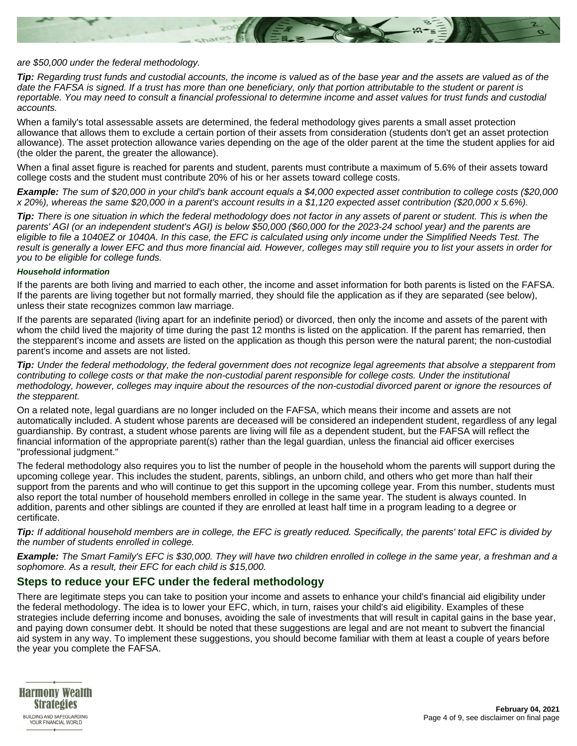*are $50,000 under the federal methodology.*

***Tip:*** *Regarding trust funds and custodial accounts, the income is valued as of the base year and the assets are valued as of the date the FAFSA is signed. If a trust has more than one beneficiary, only that portion attributable to the student or parent is reportable. You may need to consult a financial professional to determine income and asset values for trust funds and custodial accounts.*

When a family's total assessable assets are determined, the federal methodology gives parents a small asset protection allowance that allows them to exclude a certain portion of their assets from consideration (students don't get an asset protection allowance). The asset protection allowance varies depending on the age of the older parent at the time the student applies for aid (the older the parent, the greater the allowance).

When a final asset figure is reached for parents and student, parents must contribute a maximum of 5.6% of their assets toward college costs and the student must contribute 20% of his or her assets toward college costs.

***Example:*** *The sum of $20,000 in your child's bank account equals a $4,000 expected asset contribution to college costs ($20,000 x 20%), whereas the same $20,000 in a parent's account results in a $1,120 expected asset contribution ($20,000 x 5.6%).*

***Tip:*** *There is one situation in which the federal methodology does not factor in any assets of parent or student. This is when the parents' AGI (or an independent student's AGI) is below $50,000 ($60,000 for the 2023-24 school year) and the parents are eligible to file a 1040EZ or 1040A. In this case, the EFC is calculated using only income under the Simplified Needs Test. The result is generally a lower EFC and thus more financial aid. However, colleges may still require you to list your assets in order for you to be eligible for college funds.*

#### *Household information*

If the parents are both living and married to each other, the income and asset information for both parents is listed on the FAFSA. If the parents are living together but not formally married, they should file the application as if they are separated (see below), unless their state recognizes common law marriage.

If the parents are separated (living apart for an indefinite period) or divorced, then only the income and assets of the parent with whom the child lived the majority of time during the past 12 months is listed on the application. If the parent has remarried, then the stepparent's income and assets are listed on the application as though this person were the natural parent; the non-custodial parent's income and assets are not listed.

***Tip:*** *Under the federal methodology, the federal government does not recognize legal agreements that absolve a stepparent from contributing to college costs or that make the non-custodial parent responsible for college costs. Under the institutional methodology, however, colleges may inquire about the resources of the non-custodial divorced parent or ignore the resources of the stepparent.*

On a related note, legal guardians are no longer included on the FAFSA, which means their income and assets are not automatically included. A student whose parents are deceased will be considered an independent student, regardless of any legal guardianship. By contrast, a student whose parents are living will file as a dependent student, but the FAFSA will reflect the financial information of the appropriate parent(s) rather than the legal guardian, unless the financial aid officer exercises "professional judgment."

The federal methodology also requires you to list the number of people in the household whom the parents will support during the upcoming college year. This includes the student, parents, siblings, an unborn child, and others who get more than half their support from the parents and who will continue to get this support in the upcoming college year. From this number, students must also report the total number of household members enrolled in college in the same year. The student is always counted. In addition, parents and other siblings are counted if they are enrolled at least half time in a program leading to a degree or certificate.

***Tip:*** *If additional household members are in college, the EFC is greatly reduced. Specifically, the parents' total EFC is divided by the number of students enrolled in college.*

***Example:*** *The Smart Family's EFC is $30,000. They will have two children enrolled in college in the same year, a freshman and a sophomore. As a result, their EFC for each child is $15,000.*

## Steps to reduce your EFC under the federal methodology

There are legitimate steps you can take to position your income and assets to enhance your child's financial aid eligibility under the federal methodology. The idea is to lower your EFC, which, in turn, raises your child's aid eligibility. Examples of these strategies include deferring income and bonuses, avoiding the sale of investments that will result in capital gains in the base year, and paying down consumer debt. It should be noted that these suggestions are legal and are not meant to subvert the financial aid system in any way. To implement these suggestions, you should become familiar with them at least a couple of years before the year you complete the FAFSA.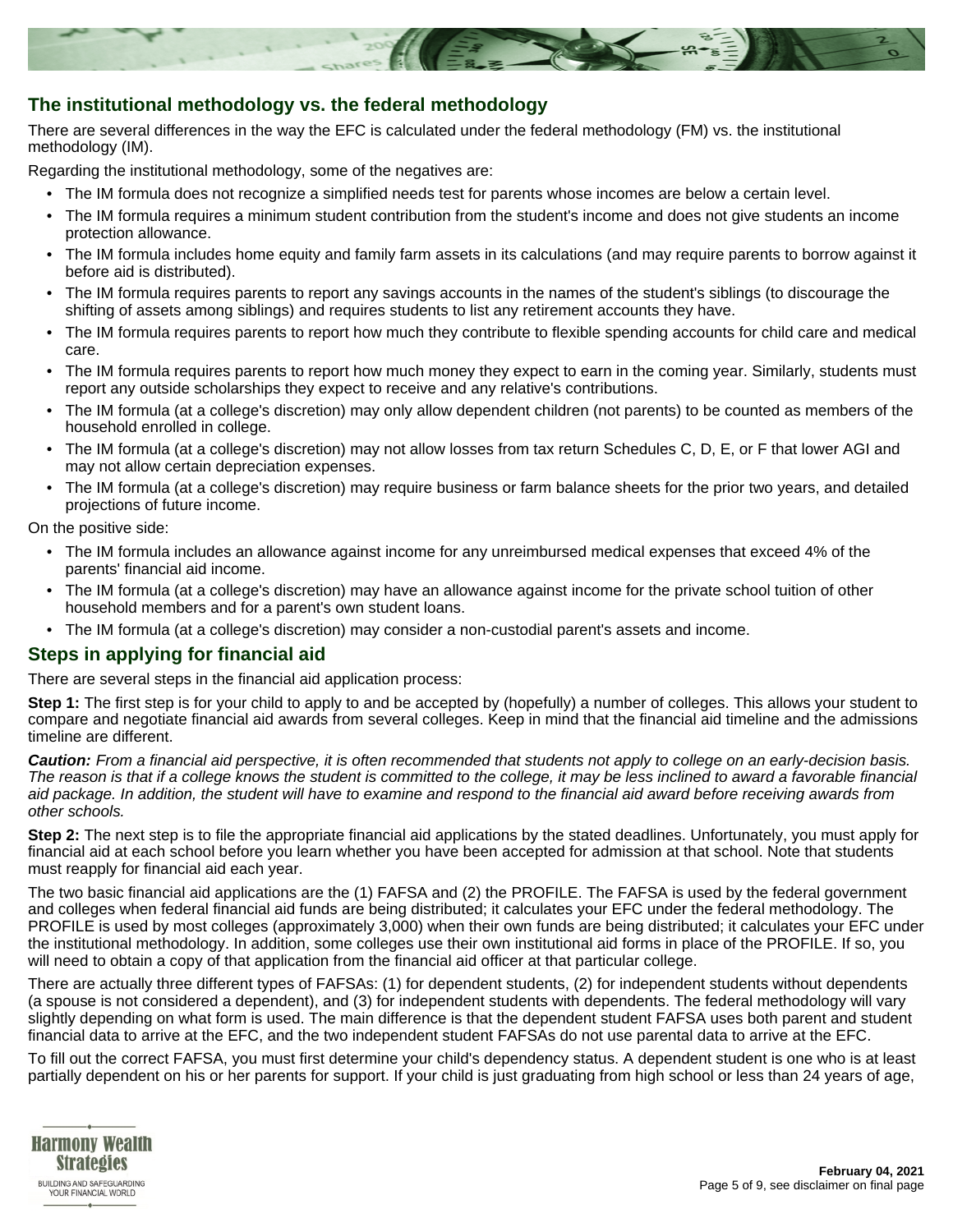## The institutional methodology vs. the federal methodology

There are several differences in the way the EFC is calculated under the federal methodology (FM) vs. the institutional methodology (IM).

Regarding the institutional methodology, some of the negatives are:

- The IM formula does not recognize a simplified needs test for parents whose incomes are below a certain level.
- The IM formula requires a minimum student contribution from the student's income and does not give students an income protection allowance.
- The IM formula includes home equity and family farm assets in its calculations (and may require parents to borrow against it before aid is distributed).
- The IM formula requires parents to report any savings accounts in the names of the student's siblings (to discourage the shifting of assets among siblings) and requires students to list any retirement accounts they have.
- The IM formula requires parents to report how much they contribute to flexible spending accounts for child care and medical care.
- The IM formula requires parents to report how much money they expect to earn in the coming year. Similarly, students must report any outside scholarships they expect to receive and any relative's contributions.
- The IM formula (at a college's discretion) may only allow dependent children (not parents) to be counted as members of the household enrolled in college.
- The IM formula (at a college's discretion) may not allow losses from tax return Schedules C, D, E, or F that lower AGI and may not allow certain depreciation expenses.
- The IM formula (at a college's discretion) may require business or farm balance sheets for the prior two years, and detailed projections of future income.

On the positive side:

- The IM formula includes an allowance against income for any unreimbursed medical expenses that exceed 4% of the parents' financial aid income.
- The IM formula (at a college's discretion) may have an allowance against income for the private school tuition of other household members and for a parent's own student loans.
- The IM formula (at a college's discretion) may consider a non-custodial parent's assets and income.

## Steps in applying for financial aid

There are several steps in the financial aid application process:

**Step 1:** The first step is for your child to apply to and be accepted by (hopefully) a number of colleges. This allows your student to compare and negotiate financial aid awards from several colleges. Keep in mind that the financial aid timeline and the admissions timeline are different.

***Caution:*** *From a financial aid perspective, it is often recommended that students not apply to college on an early-decision basis. The reason is that if a college knows the student is committed to the college, it may be less inclined to award a favorable financial aid package. In addition, the student will have to examine and respond to the financial aid award before receiving awards from other schools.*

**Step 2:** The next step is to file the appropriate financial aid applications by the stated deadlines. Unfortunately, you must apply for financial aid at each school before you learn whether you have been accepted for admission at that school. Note that students must reapply for financial aid each year.

The two basic financial aid applications are the (1) FAFSA and (2) the PROFILE. The FAFSA is used by the federal government and colleges when federal financial aid funds are being distributed; it calculates your EFC under the federal methodology. The PROFILE is used by most colleges (approximately 3,000) when their own funds are being distributed; it calculates your EFC under the institutional methodology. In addition, some colleges use their own institutional aid forms in place of the PROFILE. If so, you will need to obtain a copy of that application from the financial aid officer at that particular college.

There are actually three different types of FAFSAs: (1) for dependent students, (2) for independent students without dependents (a spouse is not considered a dependent), and (3) for independent students with dependents. The federal methodology will vary slightly depending on what form is used. The main difference is that the dependent student FAFSA uses both parent and student financial data to arrive at the EFC, and the two independent student FAFSAs do not use parental data to arrive at the EFC.

To fill out the correct FAFSA, you must first determine your child's dependency status. A dependent student is one who is at least partially dependent on his or her parents for support. If your child is just graduating from high school or less than 24 years of age,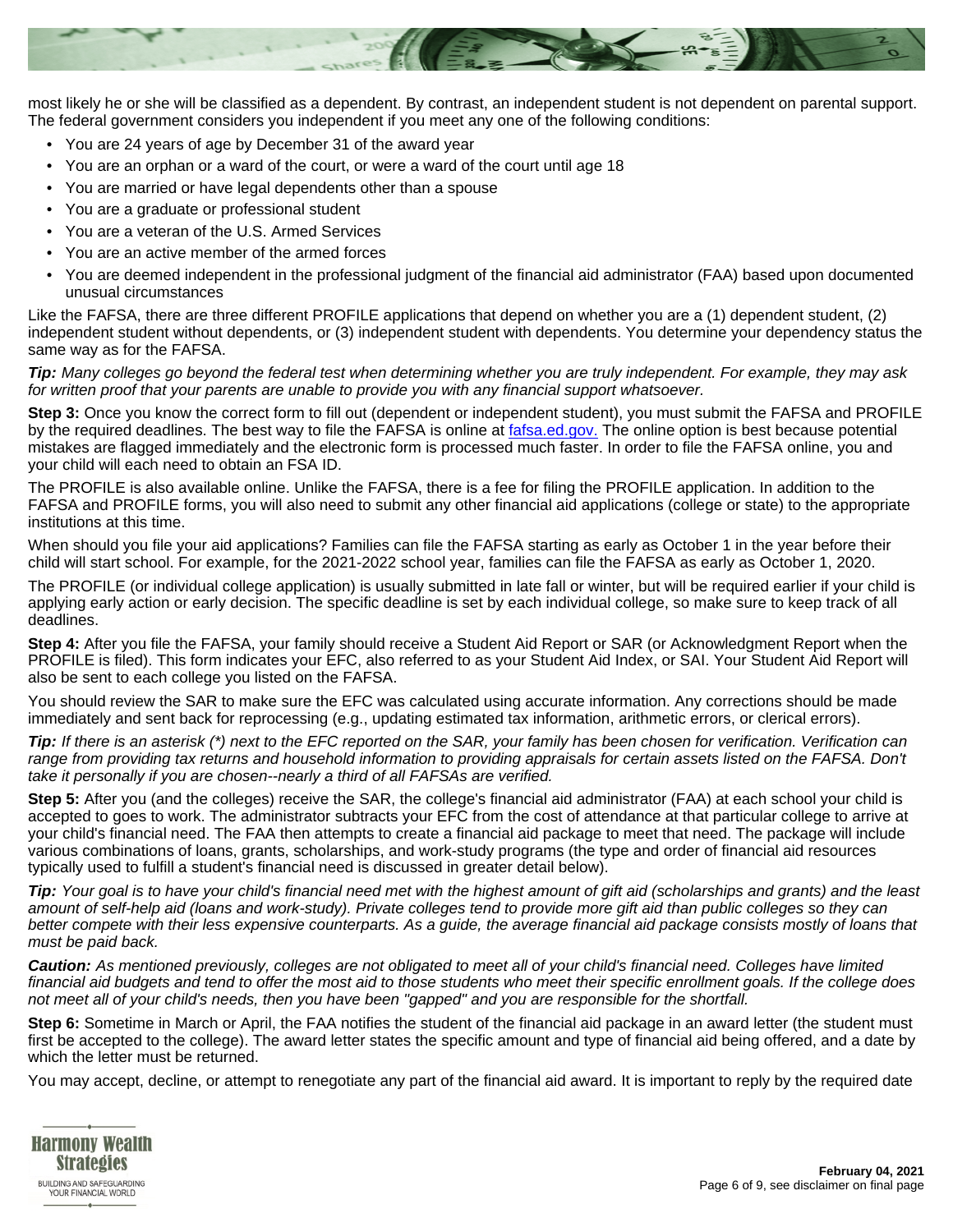most likely he or she will be classified as a dependent. By contrast, an independent student is not dependent on parental support. The federal government considers you independent if you meet any one of the following conditions:

- You are 24 years of age by December 31 of the award year
- You are an orphan or a ward of the court, or were a ward of the court until age 18
- You are married or have legal dependents other than a spouse
- You are a graduate or professional student
- You are a veteran of the U.S. Armed Services
- You are an active member of the armed forces
- You are deemed independent in the professional judgment of the financial aid administrator (FAA) based upon documented unusual circumstances

Like the FAFSA, there are three different PROFILE applications that depend on whether you are a (1) dependent student, (2) independent student without dependents, or (3) independent student with dependents. You determine your dependency status the same way as for the FAFSA.

***Tip:*** *Many colleges go beyond the federal test when determining whether you are truly independent. For example, they may ask for written proof that your parents are unable to provide you with any financial support whatsoever.*

**Step 3:** Once you know the correct form to fill out (dependent or independent student), you must submit the FAFSA and PROFILE by the required deadlines. The best way to file the FAFSA is online at [fafsa.ed.gov.](fafsa.ed.gov) The online option is best because potential mistakes are flagged immediately and the electronic form is processed much faster. In order to file the FAFSA online, you and your child will each need to obtain an FSA ID.

The PROFILE is also available online. Unlike the FAFSA, there is a fee for filing the PROFILE application. In addition to the FAFSA and PROFILE forms, you will also need to submit any other financial aid applications (college or state) to the appropriate institutions at this time.

When should you file your aid applications? Families can file the FAFSA starting as early as October 1 in the year before their child will start school. For example, for the 2021-2022 school year, families can file the FAFSA as early as October 1, 2020.

The PROFILE (or individual college application) is usually submitted in late fall or winter, but will be required earlier if your child is applying early action or early decision. The specific deadline is set by each individual college, so make sure to keep track of all deadlines.

**Step 4:** After you file the FAFSA, your family should receive a Student Aid Report or SAR (or Acknowledgment Report when the PROFILE is filed). This form indicates your EFC, also referred to as your Student Aid Index, or SAI. Your Student Aid Report will also be sent to each college you listed on the FAFSA.

You should review the SAR to make sure the EFC was calculated using accurate information. Any corrections should be made immediately and sent back for reprocessing (e.g., updating estimated tax information, arithmetic errors, or clerical errors).

***Tip:*** *If there is an asterisk (*) next to the EFC reported on the SAR, your family has been chosen for verification. Verification can range from providing tax returns and household information to providing appraisals for certain assets listed on the FAFSA. Don't take it personally if you are chosen--nearly a third of all FAFSAs are verified.*

**Step 5:** After you (and the colleges) receive the SAR, the college's financial aid administrator (FAA) at each school your child is accepted to goes to work. The administrator subtracts your EFC from the cost of attendance at that particular college to arrive at your child's financial need. The FAA then attempts to create a financial aid package to meet that need. The package will include various combinations of loans, grants, scholarships, and work-study programs (the type and order of financial aid resources typically used to fulfill a student's financial need is discussed in greater detail below).

***Tip:*** *Your goal is to have your child's financial need met with the highest amount of gift aid (scholarships and grants) and the least amount of self-help aid (loans and work-study). Private colleges tend to provide more gift aid than public colleges so they can better compete with their less expensive counterparts. As a guide, the average financial aid package consists mostly of loans that must be paid back.*

***Caution:*** *As mentioned previously, colleges are not obligated to meet all of your child's financial need. Colleges have limited financial aid budgets and tend to offer the most aid to those students who meet their specific enrollment goals. If the college does not meet all of your child's needs, then you have been "gapped" and you are responsible for the shortfall.*

**Step 6:** Sometime in March or April, the FAA notifies the student of the financial aid package in an award letter (the student must first be accepted to the college). The award letter states the specific amount and type of financial aid being offered, and a date by which the letter must be returned.

You may accept, decline, or attempt to renegotiate any part of the financial aid award. It is important to reply by the required date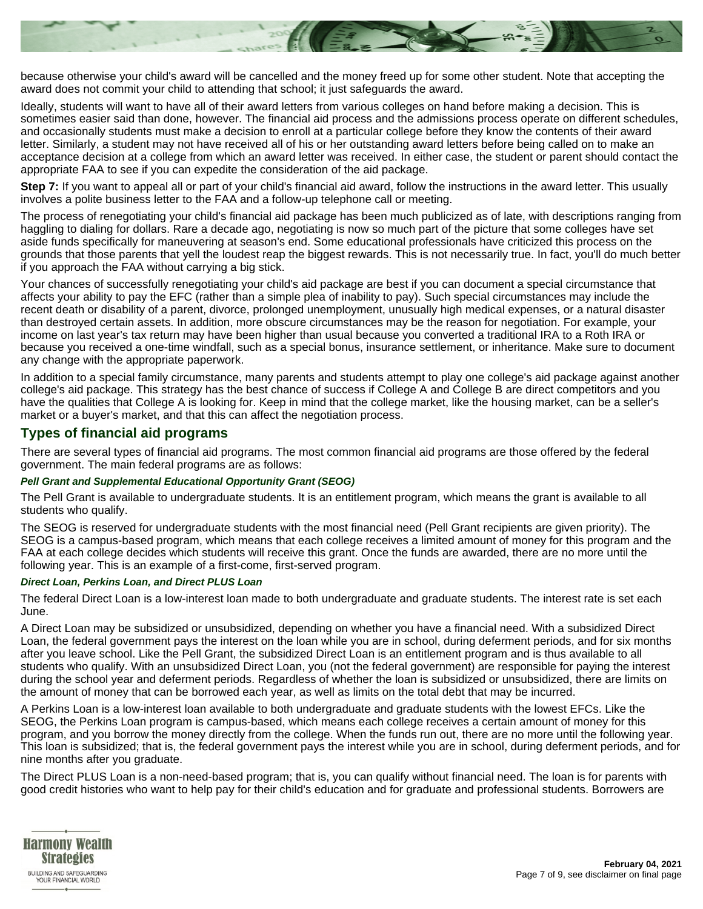because otherwise your child's award will be cancelled and the money freed up for some other student. Note that accepting the award does not commit your child to attending that school; it just safeguards the award.

Ideally, students will want to have all of their award letters from various colleges on hand before making a decision. This is sometimes easier said than done, however. The financial aid process and the admissions process operate on different schedules, and occasionally students must make a decision to enroll at a particular college before they know the contents of their award letter. Similarly, a student may not have received all of his or her outstanding award letters before being called on to make an acceptance decision at a college from which an award letter was received. In either case, the student or parent should contact the appropriate FAA to see if you can expedite the consideration of the aid package.

**Step 7:** If you want to appeal all or part of your child's financial aid award, follow the instructions in the award letter. This usually involves a polite business letter to the FAA and a follow-up telephone call or meeting.

The process of renegotiating your child's financial aid package has been much publicized as of late, with descriptions ranging from haggling to dialing for dollars. Rare a decade ago, negotiating is now so much part of the picture that some colleges have set aside funds specifically for maneuvering at season's end. Some educational professionals have criticized this process on the grounds that those parents that yell the loudest reap the biggest rewards. This is not necessarily true. In fact, you'll do much better if you approach the FAA without carrying a big stick.

Your chances of successfully renegotiating your child's aid package are best if you can document a special circumstance that affects your ability to pay the EFC (rather than a simple plea of inability to pay). Such special circumstances may include the recent death or disability of a parent, divorce, prolonged unemployment, unusually high medical expenses, or a natural disaster than destroyed certain assets. In addition, more obscure circumstances may be the reason for negotiation. For example, your income on last year's tax return may have been higher than usual because you converted a traditional IRA to a Roth IRA or because you received a one-time windfall, such as a special bonus, insurance settlement, or inheritance. Make sure to document any change with the appropriate paperwork.

In addition to a special family circumstance, many parents and students attempt to play one college's aid package against another college's aid package. This strategy has the best chance of success if College A and College B are direct competitors and you have the qualities that College A is looking for. Keep in mind that the college market, like the housing market, can be a seller's market or a buyer's market, and that this can affect the negotiation process.

## Types of financial aid programs

There are several types of financial aid programs. The most common financial aid programs are those offered by the federal government. The main federal programs are as follows:

#### *Pell Grant and Supplemental Educational Opportunity Grant (SEOG)*

The Pell Grant is available to undergraduate students. It is an entitlement program, which means the grant is available to all students who qualify.

The SEOG is reserved for undergraduate students with the most financial need (Pell Grant recipients are given priority). The SEOG is a campus-based program, which means that each college receives a limited amount of money for this program and the FAA at each college decides which students will receive this grant. Once the funds are awarded, there are no more until the following year. This is an example of a first-come, first-served program.

#### *Direct Loan, Perkins Loan, and Direct PLUS Loan*

The federal Direct Loan is a low-interest loan made to both undergraduate and graduate students. The interest rate is set each June.

A Direct Loan may be subsidized or unsubsidized, depending on whether you have a financial need. With a subsidized Direct Loan, the federal government pays the interest on the loan while you are in school, during deferment periods, and for six months after you leave school. Like the Pell Grant, the subsidized Direct Loan is an entitlement program and is thus available to all students who qualify. With an unsubsidized Direct Loan, you (not the federal government) are responsible for paying the interest during the school year and deferment periods. Regardless of whether the loan is subsidized or unsubsidized, there are limits on the amount of money that can be borrowed each year, as well as limits on the total debt that may be incurred.

A Perkins Loan is a low-interest loan available to both undergraduate and graduate students with the lowest EFCs. Like the SEOG, the Perkins Loan program is campus-based, which means each college receives a certain amount of money for this program, and you borrow the money directly from the college. When the funds run out, there are no more until the following year. This loan is subsidized; that is, the federal government pays the interest while you are in school, during deferment periods, and for nine months after you graduate.

The Direct PLUS Loan is a non-need-based program; that is, you can qualify without financial need. The loan is for parents with good credit histories who want to help pay for their child's education and for graduate and professional students. Borrowers are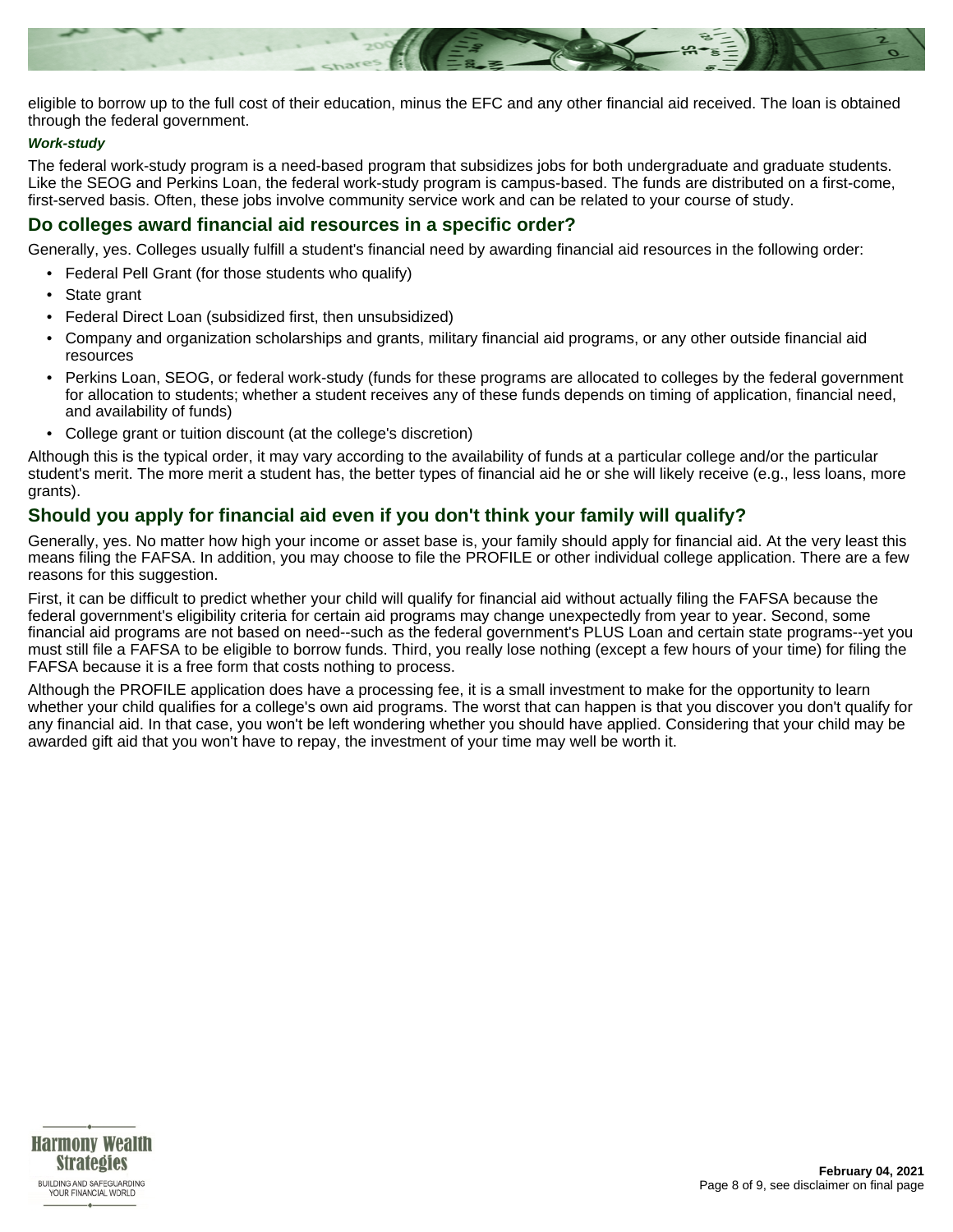eligible to borrow up to the full cost of their education, minus the EFC and any other financial aid received. The loan is obtained through the federal government.

***Work-study***

The federal work-study program is a need-based program that subsidizes jobs for both undergraduate and graduate students. Like the SEOG and Perkins Loan, the federal work-study program is campus-based. The funds are distributed on a first-come, first-served basis. Often, these jobs involve community service work and can be related to your course of study.

## Do colleges award financial aid resources in a specific order?

Generally, yes. Colleges usually fulfill a student's financial need by awarding financial aid resources in the following order:

- Federal Pell Grant (for those students who qualify)
- State grant
- Federal Direct Loan (subsidized first, then unsubsidized)
- Company and organization scholarships and grants, military financial aid programs, or any other outside financial aid resources
- Perkins Loan, SEOG, or federal work-study (funds for these programs are allocated to colleges by the federal government for allocation to students; whether a student receives any of these funds depends on timing of application, financial need, and availability of funds)
- College grant or tuition discount (at the college's discretion)

Although this is the typical order, it may vary according to the availability of funds at a particular college and/or the particular student's merit. The more merit a student has, the better types of financial aid he or she will likely receive (e.g., less loans, more grants).

## Should you apply for financial aid even if you don't think your family will qualify?

Generally, yes. No matter how high your income or asset base is, your family should apply for financial aid. At the very least this means filing the FAFSA. In addition, you may choose to file the PROFILE or other individual college application. There are a few reasons for this suggestion.

First, it can be difficult to predict whether your child will qualify for financial aid without actually filing the FAFSA because the federal government's eligibility criteria for certain aid programs may change unexpectedly from year to year. Second, some financial aid programs are not based on need--such as the federal government's PLUS Loan and certain state programs--yet you must still file a FAFSA to be eligible to borrow funds. Third, you really lose nothing (except a few hours of your time) for filing the FAFSA because it is a free form that costs nothing to process.

Although the PROFILE application does have a processing fee, it is a small investment to make for the opportunity to learn whether your child qualifies for a college's own aid programs. The worst that can happen is that you discover you don't qualify for any financial aid. In that case, you won't be left wondering whether you should have applied. Considering that your child may be awarded gift aid that you won't have to repay, the investment of your time may well be worth it.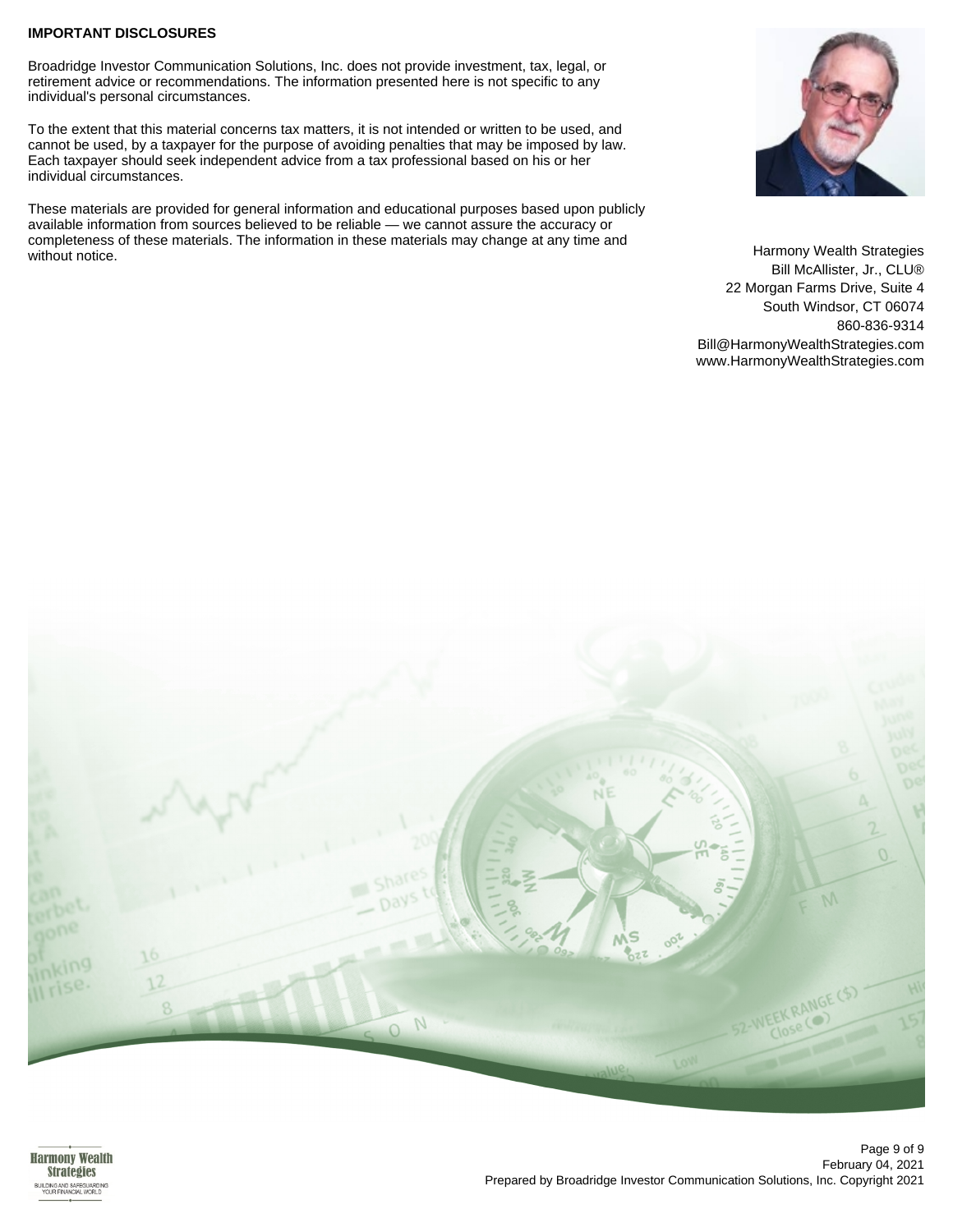**IMPORTANT DISCLOSURES**

Broadridge Investor Communication Solutions, Inc. does not provide investment, tax, legal, or retirement advice or recommendations. The information presented here is not specific to any individual's personal circumstances.

To the extent that this material concerns tax matters, it is not intended or written to be used, and cannot be used, by a taxpayer for the purpose of avoiding penalties that may be imposed by law. Each taxpayer should seek independent advice from a tax professional based on his or her individual circumstances.

These materials are provided for general information and educational purposes based upon publicly available information from sources believed to be reliable — we cannot assure the accuracy or completeness of these materials. The information in these materials may change at any time and without notice.

Harmony Wealth Strategies
Bill McAllister, Jr., CLU®
22 Morgan Farms Drive, Suite 4
South Windsor, CT 06074
860-836-9314
Bill@HarmonyWealthStrategies.com
www.HarmonyWealthStrategies.com

February 04, 2021
Prepared by Broadridge Investor Communication Solutions, Inc. Copyright 2021